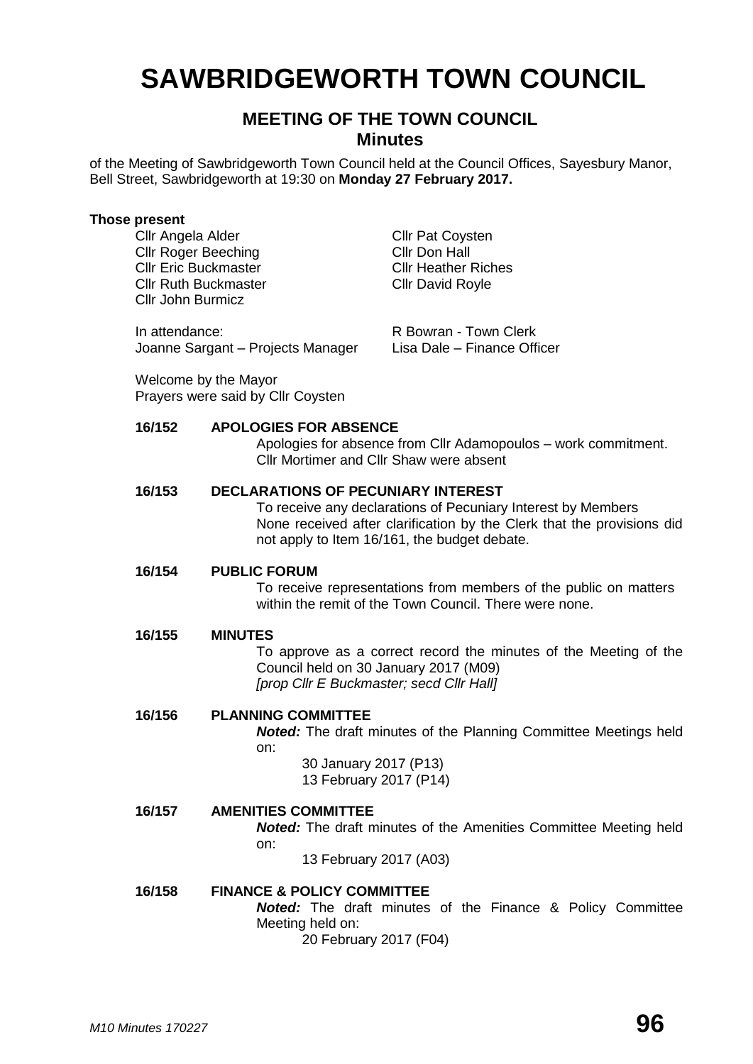# SAWBRIDGEWORTH TOWN COUNCIL

## MEETING OF THE TOWN COUNCIL

### Minutes

of the Meeting of Sawbridgeworth Town Council held at the Council Offices, Sayesbury Manor, Bell Street, Sawbridgeworth at 19:30 on **Monday 27 February 2017.**

**Those present**

Cllr Angela Alder
Cllr Roger Beeching
Cllr Eric Buckmaster
Cllr Ruth Buckmaster
Cllr John Burmicz
Cllr Pat Coysten
Cllr Don Hall
Cllr Heather Riches
Cllr David Royle

In attendance:
R Bowran - Town Clerk
Joanne Sargant – Projects Manager
Lisa Dale – Finance Officer

Welcome by the Mayor
Prayers were said by Cllr Coysten

**16/152 APOLOGIES FOR ABSENCE**

Apologies for absence from Cllr Adamopoulos – work commitment. Cllr Mortimer and Cllr Shaw were absent

**16/153 DECLARATIONS OF PECUNIARY INTEREST**

To receive any declarations of Pecuniary Interest by Members
None received after clarification by the Clerk that the provisions did not apply to Item 16/161, the budget debate.

**16/154 PUBLIC FORUM**

To receive representations from members of the public on matters within the remit of the Town Council. There were none.

**16/155 MINUTES**

To approve as a correct record the minutes of the Meeting of the Council held on 30 January 2017 (M09)
*[prop Cllr E Buckmaster; secd Cllr Hall]*

**16/156 PLANNING COMMITTEE**

***Noted:*** The draft minutes of the Planning Committee Meetings held on:

30 January 2017 (P13)
13 February 2017 (P14)

**16/157 AMENITIES COMMITTEE**

***Noted:*** The draft minutes of the Amenities Committee Meeting held on:

13 February 2017 (A03)

**16/158 FINANCE & POLICY COMMITTEE**

***Noted:*** The draft minutes of the Finance & Policy Committee Meeting held on:

20 February 2017 (F04)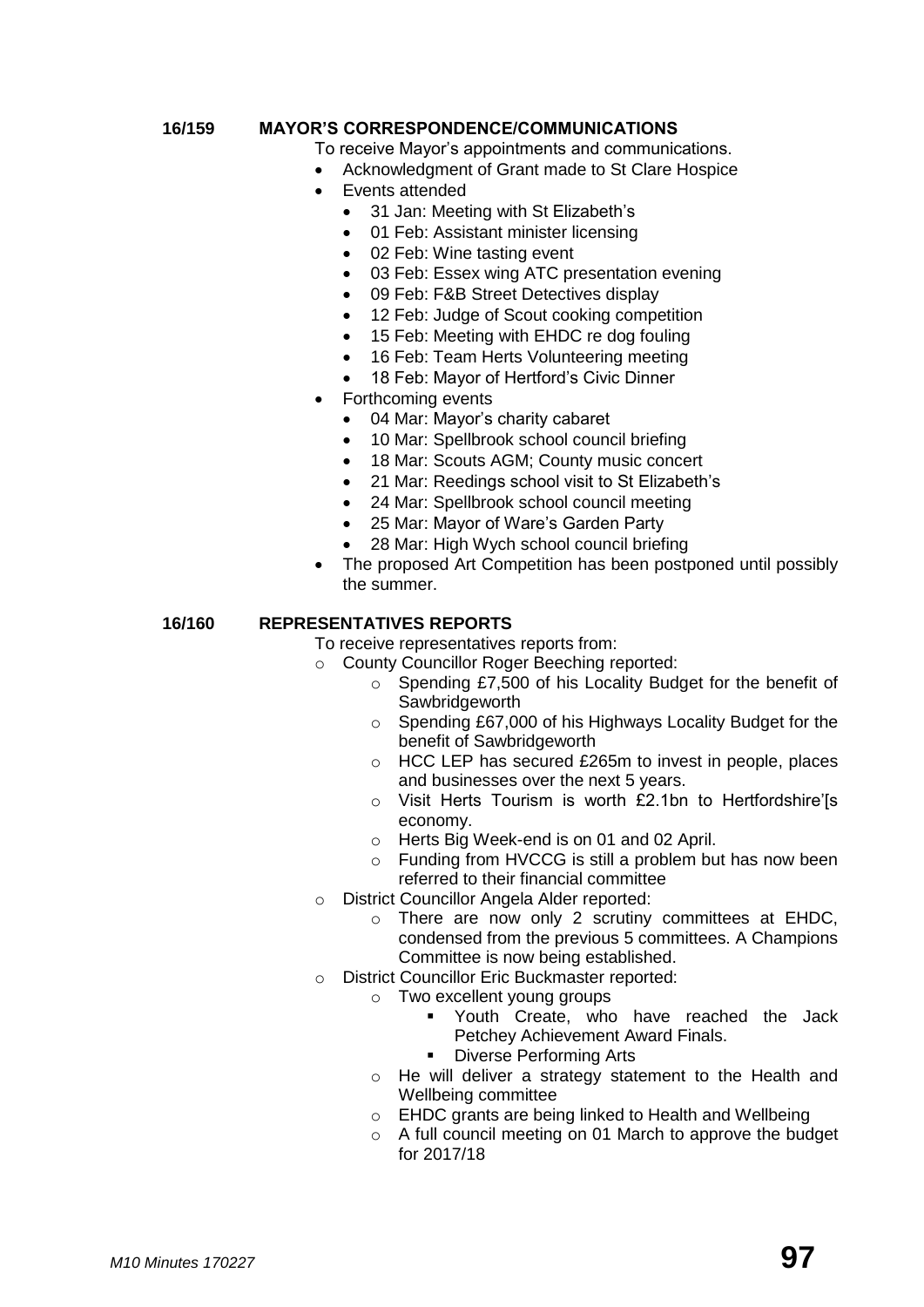**16/159 MAYOR'S CORRESPONDENCE/COMMUNICATIONS**

To receive Mayor's appointments and communications.

- Acknowledgment of Grant made to St Clare Hospice
- Events attended
  - 31 Jan: Meeting with St Elizabeth's
  - 01 Feb: Assistant minister licensing
  - 02 Feb: Wine tasting event
  - 03 Feb: Essex wing ATC presentation evening
  - 09 Feb: F&B Street Detectives display
  - 12 Feb: Judge of Scout cooking competition
  - 15 Feb: Meeting with EHDC re dog fouling
  - 16 Feb: Team Herts Volunteering meeting
  - 18 Feb: Mayor of Hertford's Civic Dinner
- Forthcoming events
  - 04 Mar: Mayor's charity cabaret
  - 10 Mar: Spellbrook school council briefing
  - 18 Mar: Scouts AGM; County music concert
  - 21 Mar: Reedings school visit to St Elizabeth's
  - 24 Mar: Spellbrook school council meeting
  - 25 Mar: Mayor of Ware's Garden Party
  - 28 Mar: High Wych school council briefing
- The proposed Art Competition has been postponed until possibly the summer.

**16/160 REPRESENTATIVES REPORTS**

To receive representatives reports from:

- County Councillor Roger Beeching reported:
  - Spending £7,500 of his Locality Budget for the benefit of Sawbridgeworth
  - Spending £67,000 of his Highways Locality Budget for the benefit of Sawbridgeworth
  - HCC LEP has secured £265m to invest in people, places and businesses over the next 5 years.
  - Visit Herts Tourism is worth £2.1bn to Hertfordshire'[s economy.
  - Herts Big Week-end is on 01 and 02 April.
  - Funding from HVCCG is still a problem but has now been referred to their financial committee
- District Councillor Angela Alder reported:
  - There are now only 2 scrutiny committees at EHDC, condensed from the previous 5 committees. A Champions Committee is now being established.
- District Councillor Eric Buckmaster reported:
  - Two excellent young groups
    - Youth Create, who have reached the Jack Petchey Achievement Award Finals.
    - Diverse Performing Arts
  - He will deliver a strategy statement to the Health and Wellbeing committee
  - EHDC grants are being linked to Health and Wellbeing
  - A full council meeting on 01 March to approve the budget for 2017/18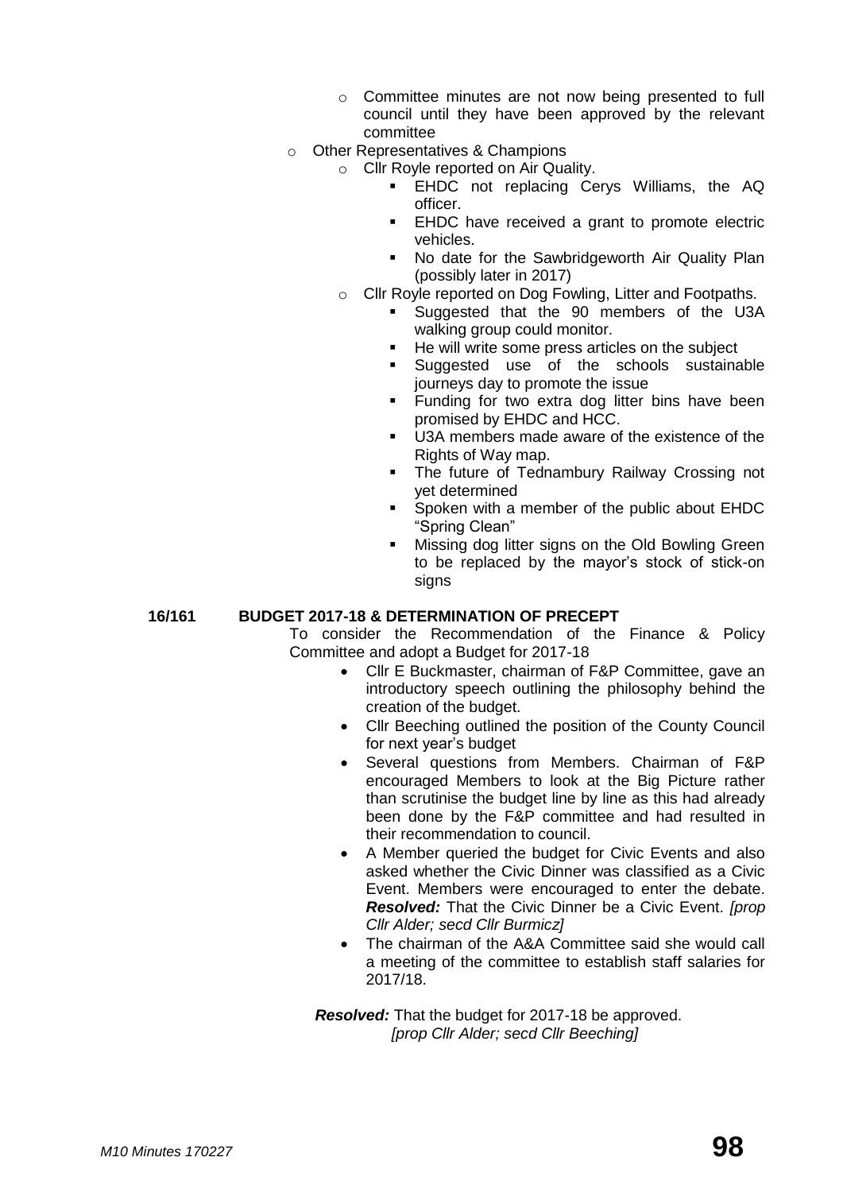- Committee minutes are not now being presented to full council until they have been approved by the relevant committee
- Other Representatives & Champions
    - Cllr Royle reported on Air Quality.
        - EHDC not replacing Cerys Williams, the AQ officer.
        - EHDC have received a grant to promote electric vehicles.
        - No date for the Sawbridgeworth Air Quality Plan (possibly later in 2017)
    - Cllr Royle reported on Dog Fowling, Litter and Footpaths.
        - Suggested that the 90 members of the U3A walking group could monitor.
        - He will write some press articles on the subject
        - Suggested use of the schools sustainable journeys day to promote the issue
        - Funding for two extra dog litter bins have been promised by EHDC and HCC.
        - U3A members made aware of the existence of the Rights of Way map.
        - The future of Tednambury Railway Crossing not yet determined
        - Spoken with a member of the public about EHDC "Spring Clean"
        - Missing dog litter signs on the Old Bowling Green to be replaced by the mayor's stock of stick-on signs

**16/161 BUDGET 2017-18 & DETERMINATION OF PRECEPT**

To consider the Recommendation of the Finance & Policy Committee and adopt a Budget for 2017-18

- Cllr E Buckmaster, chairman of F&P Committee, gave an introductory speech outlining the philosophy behind the creation of the budget.
- Cllr Beeching outlined the position of the County Council for next year's budget
- Several questions from Members. Chairman of F&P encouraged Members to look at the Big Picture rather than scrutinise the budget line by line as this had already been done by the F&P committee and had resulted in their recommendation to council.
- A Member queried the budget for Civic Events and also asked whether the Civic Dinner was classified as a Civic Event. Members were encouraged to enter the debate. ***Resolved:*** That the Civic Dinner be a Civic Event. *[prop Cllr Alder; secd Cllr Burmicz]*
- The chairman of the A&A Committee said she would call a meeting of the committee to establish staff salaries for 2017/18.

***Resolved:*** That the budget for 2017-18 be approved. *[prop Cllr Alder; secd Cllr Beeching]*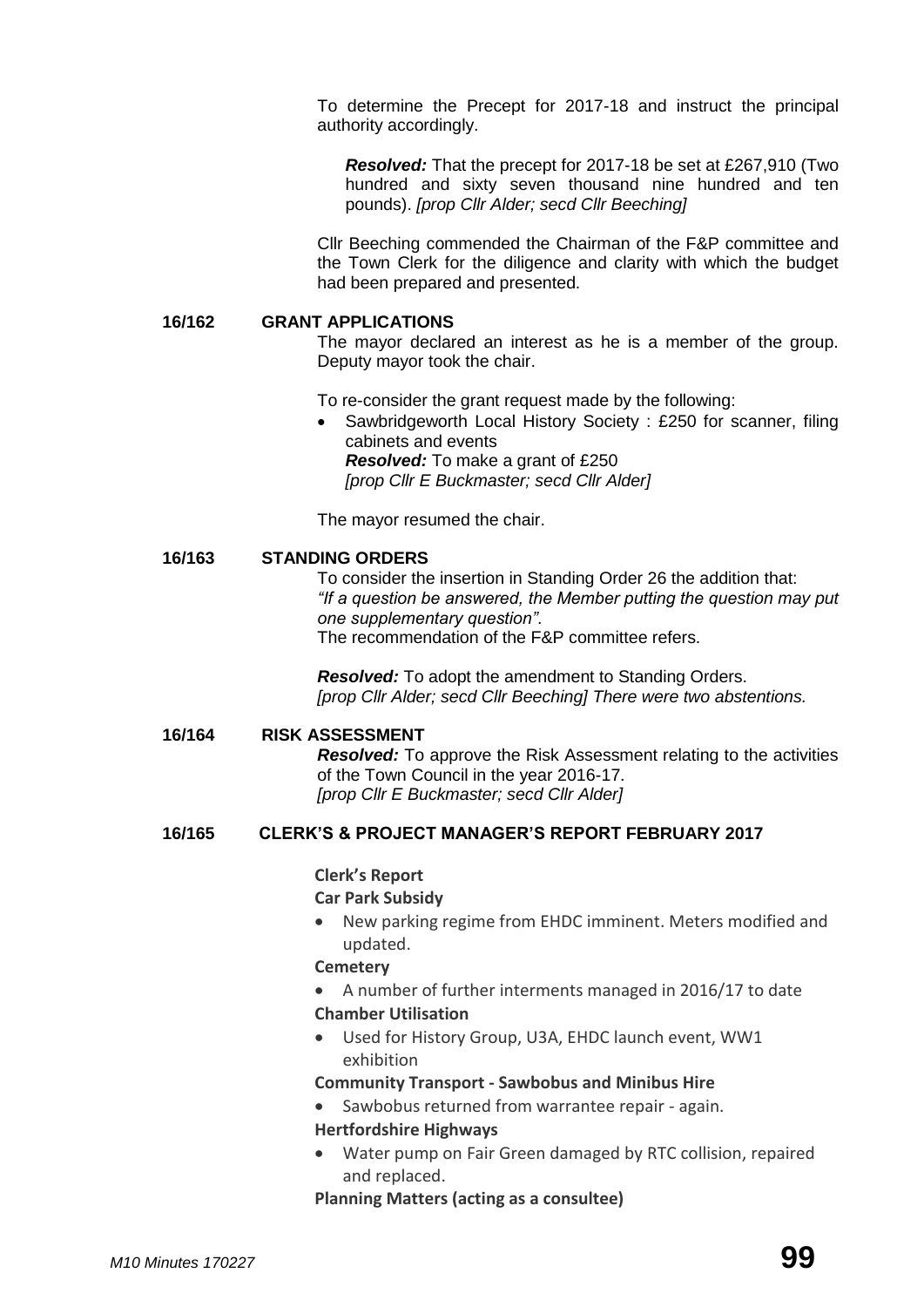To determine the Precept for 2017-18 and instruct the principal authority accordingly.

> ***Resolved:*** That the precept for 2017-18 be set at £267,910 (Two hundred and sixty seven thousand nine hundred and ten pounds). *[prop Cllr Alder; secd Cllr Beeching]*

Cllr Beeching commended the Chairman of the F&P committee and the Town Clerk for the diligence and clarity with which the budget had been prepared and presented.

**16/162 GRANT APPLICATIONS**

The mayor declared an interest as he is a member of the group. Deputy mayor took the chair.

To re-consider the grant request made by the following:

- Sawbridgeworth Local History Society : £250 for scanner, filing cabinets and events
  ***Resolved:*** To make a grant of £250
  *[prop Cllr E Buckmaster; secd Cllr Alder]*

The mayor resumed the chair.

**16/163 STANDING ORDERS**

To consider the insertion in Standing Order 26 the addition that:
*"If a question be answered, the Member putting the question may put one supplementary question".*
The recommendation of the F&P committee refers.

***Resolved:*** To adopt the amendment to Standing Orders.
*[prop Cllr Alder; secd Cllr Beeching] There were two abstentions.*

**16/164 RISK ASSESSMENT**

***Resolved:*** To approve the Risk Assessment relating to the activities of the Town Council in the year 2016-17.
*[prop Cllr E Buckmaster; secd Cllr Alder]*

**16/165 CLERK'S & PROJECT MANAGER'S REPORT FEBRUARY 2017**

**Clerk's Report**

**Car Park Subsidy**

- New parking regime from EHDC imminent. Meters modified and updated.

**Cemetery**

- A number of further interments managed in 2016/17 to date

**Chamber Utilisation**

- Used for History Group, U3A, EHDC launch event, WW1 exhibition

**Community Transport - Sawbobus and Minibus Hire**

- Sawbobus returned from warrantee repair - again.

**Hertfordshire Highways**

- Water pump on Fair Green damaged by RTC collision, repaired and replaced.

**Planning Matters (acting as a consultee)**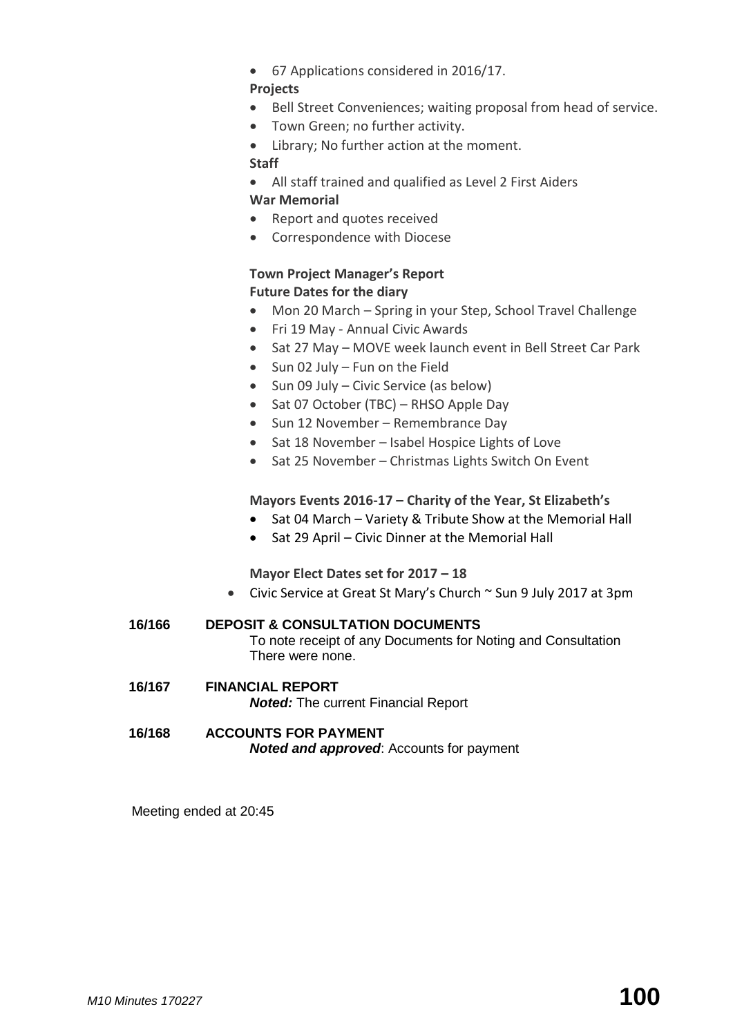- 67 Applications considered in 2016/17.

**Projects**

- Bell Street Conveniences; waiting proposal from head of service.
- Town Green; no further activity.
- Library; No further action at the moment.

**Staff**

- All staff trained and qualified as Level 2 First Aiders

**War Memorial**

- Report and quotes received
- Correspondence with Diocese

**Town Project Manager's Report**

**Future Dates for the diary**

- Mon 20 March – Spring in your Step, School Travel Challenge
- Fri 19 May - Annual Civic Awards
- Sat 27 May – MOVE week launch event in Bell Street Car Park
- Sun 02 July – Fun on the Field
- Sun 09 July – Civic Service (as below)
- Sat 07 October (TBC) – RHSO Apple Day
- Sun 12 November – Remembrance Day
- Sat 18 November – Isabel Hospice Lights of Love
- Sat 25 November – Christmas Lights Switch On Event

**Mayors Events 2016-17 – Charity of the Year, St Elizabeth's**

- Sat 04 March – Variety & Tribute Show at the Memorial Hall
- Sat 29 April – Civic Dinner at the Memorial Hall

**Mayor Elect Dates set for 2017 – 18**

- Civic Service at Great St Mary's Church ~ Sun 9 July 2017 at 3pm

**16/166 DEPOSIT & CONSULTATION DOCUMENTS**

To note receipt of any Documents for Noting and Consultation
There were none.

**16/167 FINANCIAL REPORT**

***Noted:*** The current Financial Report

**16/168 ACCOUNTS FOR PAYMENT**

***Noted and approved***: Accounts for payment

Meeting ended at 20:45